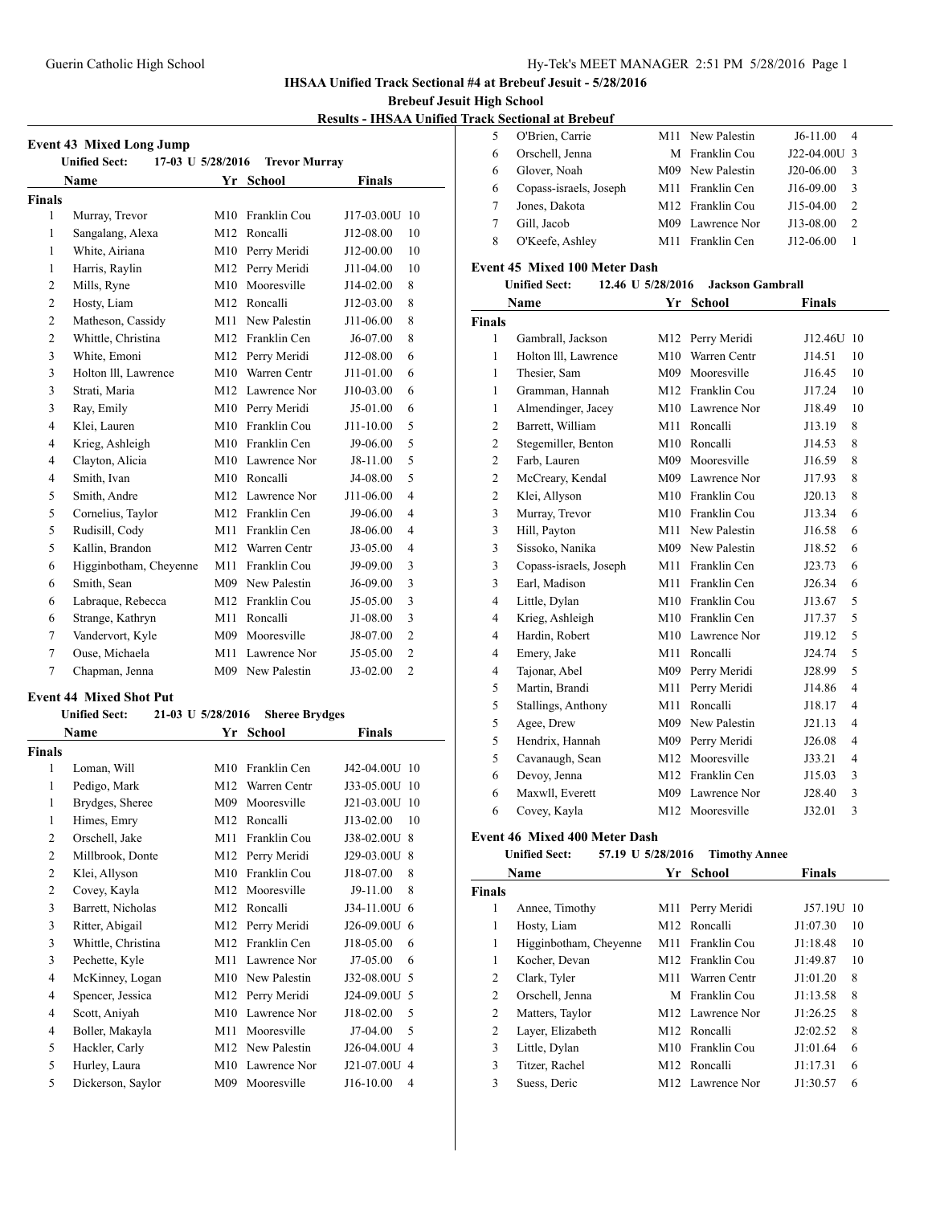## IHSAA Unified Track Sectional #4 at Brebeuf Jesuit - 5/28/2016

### Brebeuf Jesuit High School

### Results - IHSAA Unified Track Sectional at Brebeuf

**Event 43 Mixed Long Jump**

Unified Sect: 17-03 U 5/28/2016 Trevor Murray

| | Name | Yr | School | Finals | |
|---|---|---|---|---|---|
| **Finals** | | | | | |
| 1 | Murray, Trevor | M10 | Franklin Cou | J17-03.00U | 10 |
| 1 | Sangalang, Alexa | M12 | Roncalli | J12-08.00 | 10 |
| 1 | White, Airiana | M10 | Perry Meridi | J12-00.00 | 10 |
| 1 | Harris, Raylin | M12 | Perry Meridi | J11-04.00 | 10 |
| 2 | Mills, Ryne | M10 | Mooresville | J14-02.00 | 8 |
| 2 | Hosty, Liam | M12 | Roncalli | J12-03.00 | 8 |
| 2 | Matheson, Cassidy | M11 | New Palestin | J11-06.00 | 8 |
| 2 | Whittle, Christina | M12 | Franklin Cen | J6-07.00 | 8 |
| 3 | White, Emoni | M12 | Perry Meridi | J12-08.00 | 6 |
| 3 | Holton lll, Lawrence | M10 | Warren Centr | J11-01.00 | 6 |
| 3 | Strati, Maria | M12 | Lawrence Nor | J10-03.00 | 6 |
| 3 | Ray, Emily | M10 | Perry Meridi | J5-01.00 | 6 |
| 4 | Klei, Lauren | M10 | Franklin Cou | J11-10.00 | 5 |
| 4 | Krieg, Ashleigh | M10 | Franklin Cen | J9-06.00 | 5 |
| 4 | Clayton, Alicia | M10 | Lawrence Nor | J8-11.00 | 5 |
| 4 | Smith, Ivan | M10 | Roncalli | J4-08.00 | 5 |
| 5 | Smith, Andre | M12 | Lawrence Nor | J11-06.00 | 4 |
| 5 | Cornelius, Taylor | M12 | Franklin Cen | J9-06.00 | 4 |
| 5 | Rudisill, Cody | M11 | Franklin Cen | J8-06.00 | 4 |
| 5 | Kallin, Brandon | M12 | Warren Centr | J3-05.00 | 4 |
| 6 | Higginbotham, Cheyenne | M11 | Franklin Cou | J9-09.00 | 3 |
| 6 | Smith, Sean | M09 | New Palestin | J6-09.00 | 3 |
| 6 | Labraque, Rebecca | M12 | Franklin Cou | J5-05.00 | 3 |
| 6 | Strange, Kathryn | M11 | Roncalli | J1-08.00 | 3 |
| 7 | Vandervort, Kyle | M09 | Mooresville | J8-07.00 | 2 |
| 7 | Ouse, Michaela | M11 | Lawrence Nor | J5-05.00 | 2 |
| 7 | Chapman, Jenna | M09 | New Palestin | J3-02.00 | 2 |

**Event 44 Mixed Shot Put**

Unified Sect: 21-03 U 5/28/2016 Sheree Brydges

| | Name | Yr | School | Finals | |
|---|---|---|---|---|---|
| **Finals** | | | | | |
| 1 | Loman, Will | M10 | Franklin Cen | J42-04.00U | 10 |
| 1 | Pedigo, Mark | M12 | Warren Centr | J33-05.00U | 10 |
| 1 | Brydges, Sheree | M09 | Mooresville | J21-03.00U | 10 |
| 1 | Himes, Emry | M12 | Roncalli | J13-02.00 | 10 |
| 2 | Orschell, Jake | M11 | Franklin Cou | J38-02.00U | 8 |
| 2 | Millbrook, Donte | M12 | Perry Meridi | J29-03.00U | 8 |
| 2 | Klei, Allyson | M10 | Franklin Cou | J18-07.00 | 8 |
| 2 | Covey, Kayla | M12 | Mooresville | J9-11.00 | 8 |
| 3 | Barrett, Nicholas | M12 | Roncalli | J34-11.00U | 6 |
| 3 | Ritter, Abigail | M12 | Perry Meridi | J26-09.00U | 6 |
| 3 | Whittle, Christina | M12 | Franklin Cen | J18-05.00 | 6 |
| 3 | Pechette, Kyle | M11 | Lawrence Nor | J7-05.00 | 6 |
| 4 | McKinney, Logan | M10 | New Palestin | J32-08.00U | 5 |
| 4 | Spencer, Jessica | M12 | Perry Meridi | J24-09.00U | 5 |
| 4 | Scott, Aniyah | M10 | Lawrence Nor | J18-02.00 | 5 |
| 4 | Boller, Makayla | M11 | Mooresville | J7-04.00 | 5 |
| 5 | Hackler, Carly | M12 | New Palestin | J26-04.00U | 4 |
| 5 | Hurley, Laura | M10 | Lawrence Nor | J21-07.00U | 4 |
| 5 | Dickerson, Saylor | M09 | Mooresville | J16-10.00 | 4 |
| 5 | O'Brien, Carrie | M11 | New Palestin | J6-11.00 | 4 |
| 6 | Orschell, Jenna | M | Franklin Cou | J22-04.00U | 3 |
| 6 | Glover, Noah | M09 | New Palestin | J20-06.00 | 3 |
| 6 | Copass-israels, Joseph | M11 | Franklin Cen | J16-09.00 | 3 |
| 7 | Jones, Dakota | M12 | Franklin Cou | J15-04.00 | 2 |
| 7 | Gill, Jacob | M09 | Lawrence Nor | J13-08.00 | 2 |
| 8 | O'Keefe, Ashley | M11 | Franklin Cen | J12-06.00 | 1 |

**Event 45 Mixed 100 Meter Dash**

Unified Sect: 12.46 U 5/28/2016 Jackson Gambrall

| | Name | Yr | School | Finals | |
|---|---|---|---|---|---|
| **Finals** | | | | | |
| 1 | Gambrall, Jackson | M12 | Perry Meridi | J12.46U | 10 |
| 1 | Holton lll, Lawrence | M10 | Warren Centr | J14.51 | 10 |
| 1 | Thesier, Sam | M09 | Mooresville | J16.45 | 10 |
| 1 | Gramman, Hannah | M12 | Franklin Cou | J17.24 | 10 |
| 1 | Almendinger, Jacey | M10 | Lawrence Nor | J18.49 | 10 |
| 2 | Barrett, William | M11 | Roncalli | J13.19 | 8 |
| 2 | Stegemiller, Benton | M10 | Roncalli | J14.53 | 8 |
| 2 | Farb, Lauren | M09 | Mooresville | J16.59 | 8 |
| 2 | McCreary, Kendal | M09 | Lawrence Nor | J17.93 | 8 |
| 2 | Klei, Allyson | M10 | Franklin Cou | J20.13 | 8 |
| 3 | Murray, Trevor | M10 | Franklin Cou | J13.34 | 6 |
| 3 | Hill, Payton | M11 | New Palestin | J16.58 | 6 |
| 3 | Sissoko, Nanika | M09 | New Palestin | J18.52 | 6 |
| 3 | Copass-israels, Joseph | M11 | Franklin Cen | J23.73 | 6 |
| 3 | Earl, Madison | M11 | Franklin Cen | J26.34 | 6 |
| 4 | Little, Dylan | M10 | Franklin Cou | J13.67 | 5 |
| 4 | Krieg, Ashleigh | M10 | Franklin Cen | J17.37 | 5 |
| 4 | Hardin, Robert | M10 | Lawrence Nor | J19.12 | 5 |
| 4 | Emery, Jake | M11 | Roncalli | J24.74 | 5 |
| 4 | Tajonar, Abel | M09 | Perry Meridi | J28.99 | 5 |
| 5 | Martin, Brandi | M11 | Perry Meridi | J14.86 | 4 |
| 5 | Stallings, Anthony | M11 | Roncalli | J18.17 | 4 |
| 5 | Agee, Drew | M09 | New Palestin | J21.13 | 4 |
| 5 | Hendrix, Hannah | M09 | Perry Meridi | J26.08 | 4 |
| 5 | Cavanaugh, Sean | M12 | Mooresville | J33.21 | 4 |
| 6 | Devoy, Jenna | M12 | Franklin Cen | J15.03 | 3 |
| 6 | Maxwll, Everett | M09 | Lawrence Nor | J28.40 | 3 |
| 6 | Covey, Kayla | M12 | Mooresville | J32.01 | 3 |

**Event 46 Mixed 400 Meter Dash**

Unified Sect: 57.19 U 5/28/2016 Timothy Annee

| | Name | Yr | School | Finals | |
|---|---|---|---|---|---|
| **Finals** | | | | | |
| 1 | Annee, Timothy | M11 | Perry Meridi | J57.19U | 10 |
| 1 | Hosty, Liam | M12 | Roncalli | J1:07.30 | 10 |
| 1 | Higginbotham, Cheyenne | M11 | Franklin Cou | J1:18.48 | 10 |
| 1 | Kocher, Devan | M12 | Franklin Cou | J1:49.87 | 10 |
| 2 | Clark, Tyler | M11 | Warren Centr | J1:01.20 | 8 |
| 2 | Orschell, Jenna | M | Franklin Cou | J1:13.58 | 8 |
| 2 | Matters, Taylor | M12 | Lawrence Nor | J1:26.25 | 8 |
| 2 | Layer, Elizabeth | M12 | Roncalli | J2:02.52 | 8 |
| 3 | Little, Dylan | M10 | Franklin Cou | J1:01.64 | 6 |
| 3 | Titzer, Rachel | M12 | Roncalli | J1:17.31 | 6 |
| 3 | Suess, Deric | M12 | Lawrence Nor | J1:30.57 | 6 |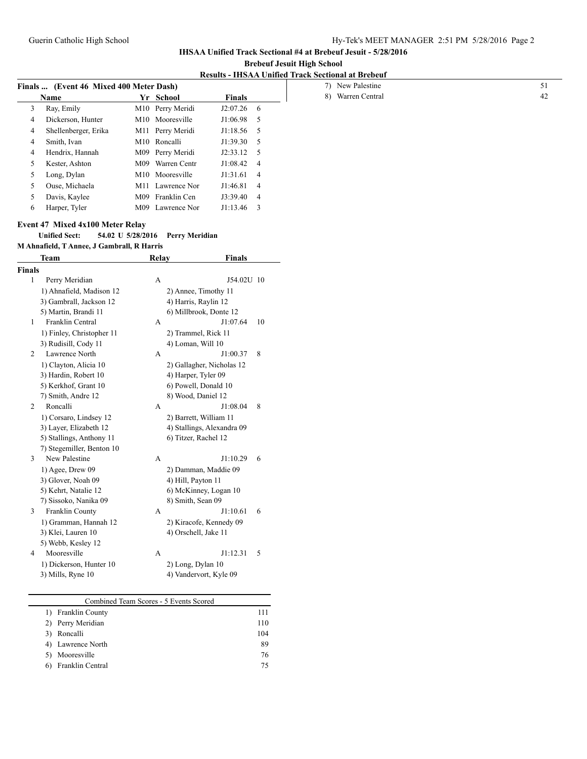### IHSAA Unified Track Sectional #4 at Brebeuf Jesuit - 5/28/2016

**Brebeuf Jesuit High School**

**Results - IHSAA Unified Track Sectional at Brebeuf**

**Finals ... (Event 46 Mixed 400 Meter Dash)**

| | Name | Yr | School | Finals | |
|---|---|---|---|---|---|
| 3 | Ray, Emily | M10 | Perry Meridi | J2:07.26 | 6 |
| 4 | Dickerson, Hunter | M10 | Mooresville | J1:06.98 | 5 |
| 4 | Shellenberger, Erika | M11 | Perry Meridi | J1:18.56 | 5 |
| 4 | Smith, Ivan | M10 | Roncalli | J1:39.30 | 5 |
| 4 | Hendrix, Hannah | M09 | Perry Meridi | J2:33.12 | 5 |
| 5 | Kester, Ashton | M09 | Warren Centr | J1:08.42 | 4 |
| 5 | Long, Dylan | M10 | Mooresville | J1:31.61 | 4 |
| 5 | Ouse, Michaela | M11 | Lawrence Nor | J1:46.81 | 4 |
| 5 | Davis, Kaylee | M09 | Franklin Cen | J3:39.40 | 4 |
| 6 | Harper, Tyler | M09 | Lawrence Nor | J1:13.46 | 3 |

**Event 47 Mixed 4x100 Meter Relay**

**Unified Sect: 54.02 U 5/28/2016 Perry Meridian**

**M Ahnafield, T Annee, J Gambrall, R Harris**

| | Team | Relay | Finals | |
|---|---|---|---|---|
| **Finals** | | | | |
| 1 | Perry Meridian | A | J54.02U | 10 |
| | 1) Ahnafield, Madison 12 | 2) Annee, Timothy 11 | | |
| | 3) Gambrall, Jackson 12 | 4) Harris, Raylin 12 | | |
| | 5) Martin, Brandi 11 | 6) Millbrook, Donte 12 | | |
| 1 | Franklin Central | A | J1:07.64 | 10 |
| | 1) Finley, Christopher 11 | 2) Trammel, Rick 11 | | |
| | 3) Rudisill, Cody 11 | 4) Loman, Will 10 | | |
| 2 | Lawrence North | A | J1:00.37 | 8 |
| | 1) Clayton, Alicia 10 | 2) Gallagher, Nicholas 12 | | |
| | 3) Hardin, Robert 10 | 4) Harper, Tyler 09 | | |
| | 5) Kerkhof, Grant 10 | 6) Powell, Donald 10 | | |
| | 7) Smith, Andre 12 | 8) Wood, Daniel 12 | | |
| 2 | Roncalli | A | J1:08.04 | 8 |
| | 1) Corsaro, Lindsey 12 | 2) Barrett, William 11 | | |
| | 3) Layer, Elizabeth 12 | 4) Stallings, Alexandra 09 | | |
| | 5) Stallings, Anthony 11 | 6) Titzer, Rachel 12 | | |
| | 7) Stegemiller, Benton 10 | | | |
| 3 | New Palestine | A | J1:10.29 | 6 |
| | 1) Agee, Drew 09 | 2) Damman, Maddie 09 | | |
| | 3) Glover, Noah 09 | 4) Hill, Payton 11 | | |
| | 5) Kehrt, Natalie 12 | 6) McKinney, Logan 10 | | |
| | 7) Sissoko, Nanika 09 | 8) Smith, Sean 09 | | |
| 3 | Franklin County | A | J1:10.61 | 6 |
| | 1) Gramman, Hannah 12 | 2) Kiracofe, Kennedy 09 | | |
| | 3) Klei, Lauren 10 | 4) Orschell, Jake 11 | | |
| | 5) Webb, Kesley 12 | | | |
| 4 | Mooresville | A | J1:12.31 | 5 |
| | 1) Dickerson, Hunter 10 | 2) Long, Dylan 10 | | |
| | 3) Mills, Ryne 10 | 4) Vandervort, Kyle 09 | | |

**Combined Team Scores - 5 Events Scored**

| | Team | Score |
|---|---|---|
| 1) | Franklin County | 111 |
| 2) | Perry Meridian | 110 |
| 3) | Roncalli | 104 |
| 4) | Lawrence North | 89 |
| 5) | Mooresville | 76 |
| 6) | Franklin Central | 75 |
| 7) | New Palestine | 51 |
| 8) | Warren Central | 42 |